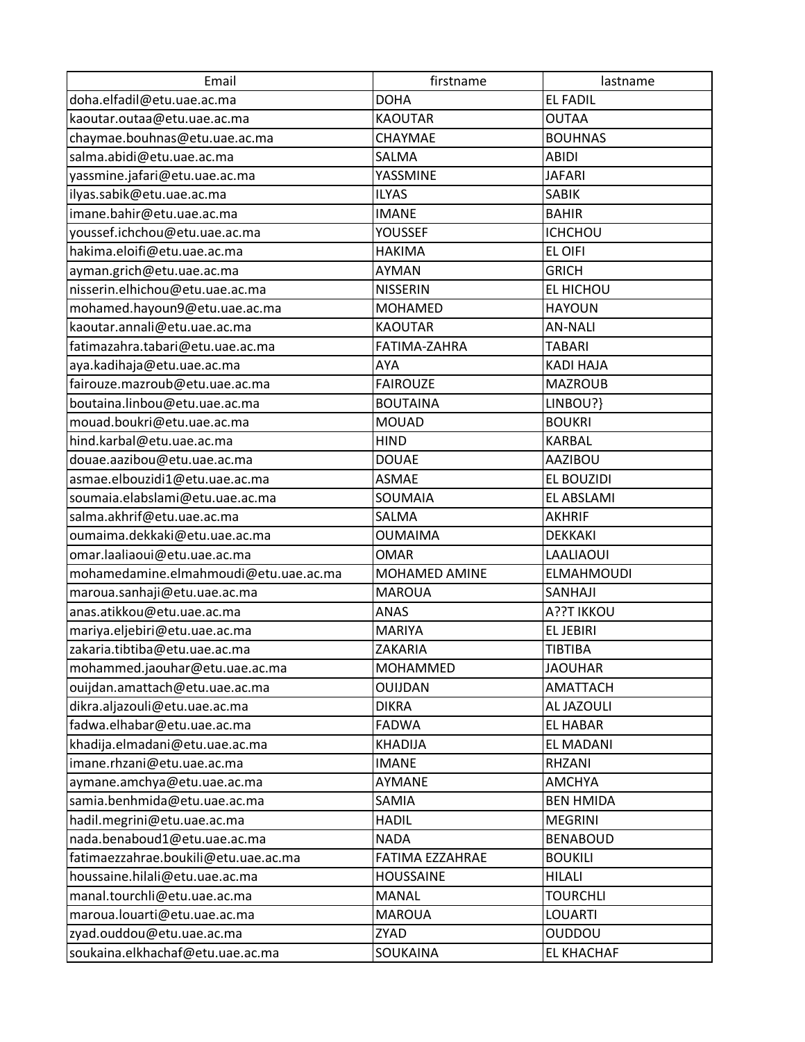| Email | firstname | lastname |
|---|---|---|
| doha.elfadil@etu.uae.ac.ma | DOHA | EL FADIL |
| kaoutar.outaa@etu.uae.ac.ma | KAOUTAR | OUTAA |
| chaymae.bouhnas@etu.uae.ac.ma | CHAYMAE | BOUHNAS |
| salma.abidi@etu.uae.ac.ma | SALMA | ABIDI |
| yassmine.jafari@etu.uae.ac.ma | YASSMINE | JAFARI |
| ilyas.sabik@etu.uae.ac.ma | ILYAS | SABIK |
| imane.bahir@etu.uae.ac.ma | IMANE | BAHIR |
| youssef.ichchou@etu.uae.ac.ma | YOUSSEF | ICHCHOU |
| hakima.eloifi@etu.uae.ac.ma | HAKIMA | EL OIFI |
| ayman.grich@etu.uae.ac.ma | AYMAN | GRICH |
| nisserin.elhichou@etu.uae.ac.ma | NISSERIN | EL HICHOU |
| mohamed.hayoun9@etu.uae.ac.ma | MOHAMED | HAYOUN |
| kaoutar.annali@etu.uae.ac.ma | KAOUTAR | AN-NALI |
| fatimazahra.tabari@etu.uae.ac.ma | FATIMA-ZAHRA | TABARI |
| aya.kadihaja@etu.uae.ac.ma | AYA | KADI HAJA |
| fairouze.mazroub@etu.uae.ac.ma | FAIROUZE | MAZROUB |
| boutaina.linbou@etu.uae.ac.ma | BOUTAINA | LINBOU?} |
| mouad.boukri@etu.uae.ac.ma | MOUAD | BOUKRI |
| hind.karbal@etu.uae.ac.ma | HIND | KARBAL |
| douae.aazibou@etu.uae.ac.ma | DOUAE | AAZIBOU |
| asmae.elbouzidi1@etu.uae.ac.ma | ASMAE | EL BOUZIDI |
| soumaia.elabslami@etu.uae.ac.ma | SOUMAIA | EL ABSLAMI |
| salma.akhrif@etu.uae.ac.ma | SALMA | AKHRIF |
| oumaima.dekkaki@etu.uae.ac.ma | OUMAIMA | DEKKAKI |
| omar.laaliaoui@etu.uae.ac.ma | OMAR | LAALIAOUI |
| mohamedamine.elmahmoudi@etu.uae.ac.ma | MOHAMED AMINE | ELMAHMOUDI |
| maroua.sanhaji@etu.uae.ac.ma | MAROUA | SANHAJI |
| anas.atikkou@etu.uae.ac.ma | ANAS | A??T IKKOU |
| mariya.eljebiri@etu.uae.ac.ma | MARIYA | EL JEBIRI |
| zakaria.tibtiba@etu.uae.ac.ma | ZAKARIA | TIBTIBA |
| mohammed.jaouhar@etu.uae.ac.ma | MOHAMMED | JAOUHAR |
| ouijdan.amattach@etu.uae.ac.ma | OUIJDAN | AMATTACH |
| dikra.aljazouli@etu.uae.ac.ma | DIKRA | AL JAZOULI |
| fadwa.elhabar@etu.uae.ac.ma | FADWA | EL HABAR |
| khadija.elmadani@etu.uae.ac.ma | KHADIJA | EL MADANI |
| imane.rhzani@etu.uae.ac.ma | IMANE | RHZANI |
| aymane.amchya@etu.uae.ac.ma | AYMANE | AMCHYA |
| samia.benhmida@etu.uae.ac.ma | SAMIA | BEN HMIDA |
| hadil.megrini@etu.uae.ac.ma | HADIL | MEGRINI |
| nada.benaboud1@etu.uae.ac.ma | NADA | BENABOUD |
| fatimaezzahrae.boukili@etu.uae.ac.ma | FATIMA EZZAHRAE | BOUKILI |
| houssaine.hilali@etu.uae.ac.ma | HOUSSAINE | HILALI |
| manal.tourchli@etu.uae.ac.ma | MANAL | TOURCHLI |
| maroua.louarti@etu.uae.ac.ma | MAROUA | LOUARTI |
| zyad.ouddou@etu.uae.ac.ma | ZYAD | OUDDOU |
| soukaina.elkhachaf@etu.uae.ac.ma | SOUKAINA | EL KHACHAF |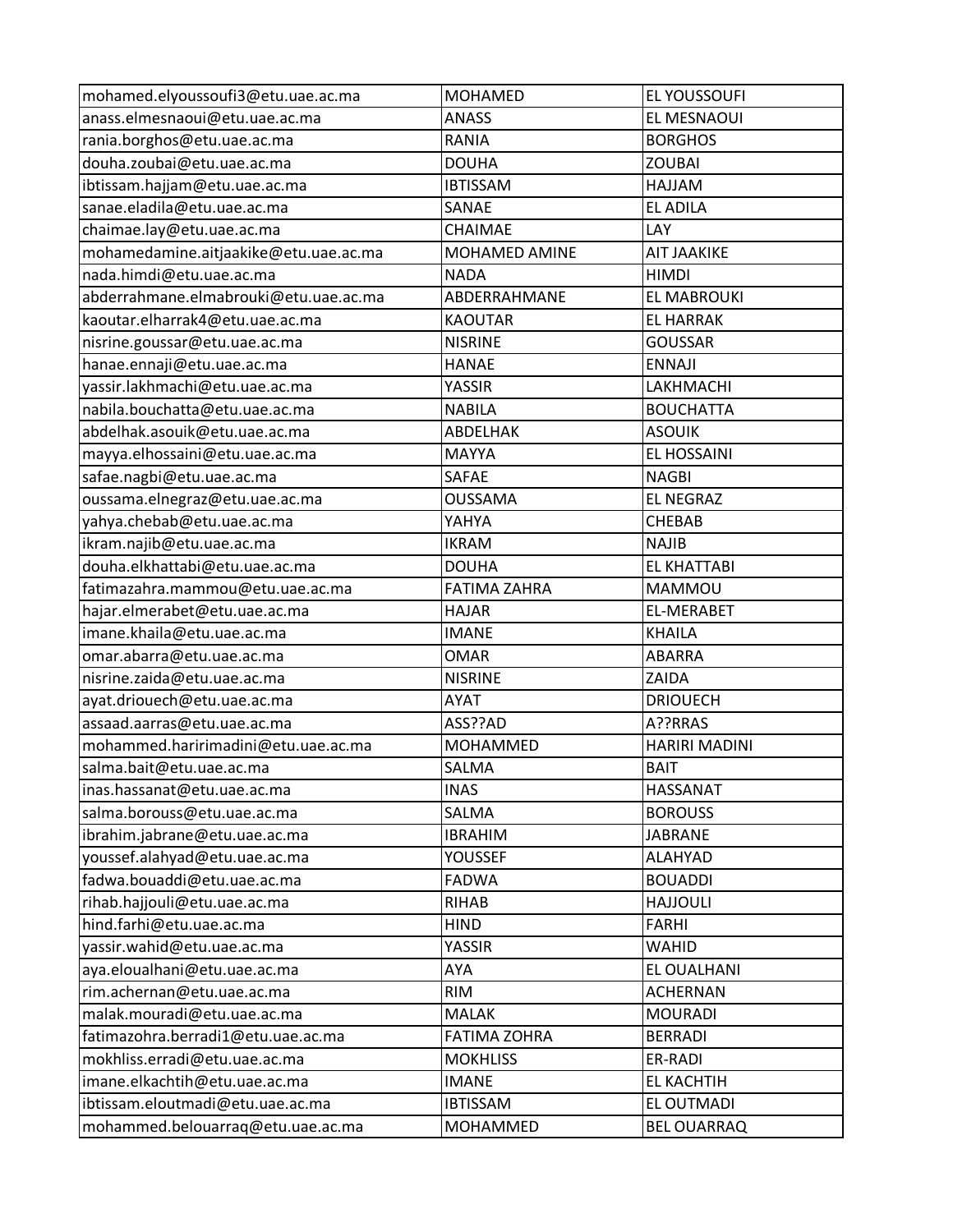| | | |
|---|---|---|
| mohamed.elyoussoufi3@etu.uae.ac.ma | MOHAMED | EL YOUSSOUFI |
| anass.elmesnaoui@etu.uae.ac.ma | ANASS | EL MESNAOUI |
| rania.borghos@etu.uae.ac.ma | RANIA | BORGHOS |
| douha.zoubai@etu.uae.ac.ma | DOUHA | ZOUBAI |
| ibtissam.hajjam@etu.uae.ac.ma | IBTISSAM | HAJJAM |
| sanae.eladila@etu.uae.ac.ma | SANAE | EL ADILA |
| chaimae.lay@etu.uae.ac.ma | CHAIMAE | LAY |
| mohamedamine.aitjaakike@etu.uae.ac.ma | MOHAMED AMINE | AIT JAAKIKE |
| nada.himdi@etu.uae.ac.ma | NADA | HIMDI |
| abderrahmane.elmabrouki@etu.uae.ac.ma | ABDERRAHMANE | EL MABROUKI |
| kaoutar.elharrak4@etu.uae.ac.ma | KAOUTAR | EL HARRAK |
| nisrine.goussar@etu.uae.ac.ma | NISRINE | GOUSSAR |
| hanae.ennaji@etu.uae.ac.ma | HANAE | ENNAJI |
| yassir.lakhmachi@etu.uae.ac.ma | YASSIR | LAKHMACHI |
| nabila.bouchatta@etu.uae.ac.ma | NABILA | BOUCHATTA |
| abdelhak.asouik@etu.uae.ac.ma | ABDELHAK | ASOUIK |
| mayya.elhossaini@etu.uae.ac.ma | MAYYA | EL HOSSAINI |
| safae.nagbi@etu.uae.ac.ma | SAFAE | NAGBI |
| oussama.elnegraz@etu.uae.ac.ma | OUSSAMA | EL NEGRAZ |
| yahya.chebab@etu.uae.ac.ma | YAHYA | CHEBAB |
| ikram.najib@etu.uae.ac.ma | IKRAM | NAJIB |
| douha.elkhattabi@etu.uae.ac.ma | DOUHA | EL KHATTABI |
| fatimazahra.mammou@etu.uae.ac.ma | FATIMA ZAHRA | MAMMOU |
| hajar.elmerabet@etu.uae.ac.ma | HAJAR | EL-MERABET |
| imane.khaila@etu.uae.ac.ma | IMANE | KHAILA |
| omar.abarra@etu.uae.ac.ma | OMAR | ABARRA |
| nisrine.zaida@etu.uae.ac.ma | NISRINE | ZAIDA |
| ayat.driouech@etu.uae.ac.ma | AYAT | DRIOUECH |
| assaad.aarras@etu.uae.ac.ma | ASS??AD | A??RRAS |
| mohammed.haririmadini@etu.uae.ac.ma | MOHAMMED | HARIRI MADINI |
| salma.bait@etu.uae.ac.ma | SALMA | BAIT |
| inas.hassanat@etu.uae.ac.ma | INAS | HASSANAT |
| salma.borouss@etu.uae.ac.ma | SALMA | BOROUSS |
| ibrahim.jabrane@etu.uae.ac.ma | IBRAHIM | JABRANE |
| youssef.alahyad@etu.uae.ac.ma | YOUSSEF | ALAHYAD |
| fadwa.bouaddi@etu.uae.ac.ma | FADWA | BOUADDI |
| rihab.hajjouli@etu.uae.ac.ma | RIHAB | HAJJOULI |
| hind.farhi@etu.uae.ac.ma | HIND | FARHI |
| yassir.wahid@etu.uae.ac.ma | YASSIR | WAHID |
| aya.eloualhani@etu.uae.ac.ma | AYA | EL OUALHANI |
| rim.achernan@etu.uae.ac.ma | RIM | ACHERNAN |
| malak.mouradi@etu.uae.ac.ma | MALAK | MOURADI |
| fatimazohra.berradi1@etu.uae.ac.ma | FATIMA ZOHRA | BERRADI |
| mokhliss.erradi@etu.uae.ac.ma | MOKHLISS | ER-RADI |
| imane.elkachtih@etu.uae.ac.ma | IMANE | EL KACHTIH |
| ibtissam.eloutmadi@etu.uae.ac.ma | IBTISSAM | EL OUTMADI |
| mohammed.belouarraq@etu.uae.ac.ma | MOHAMMED | BEL OUARRAQ |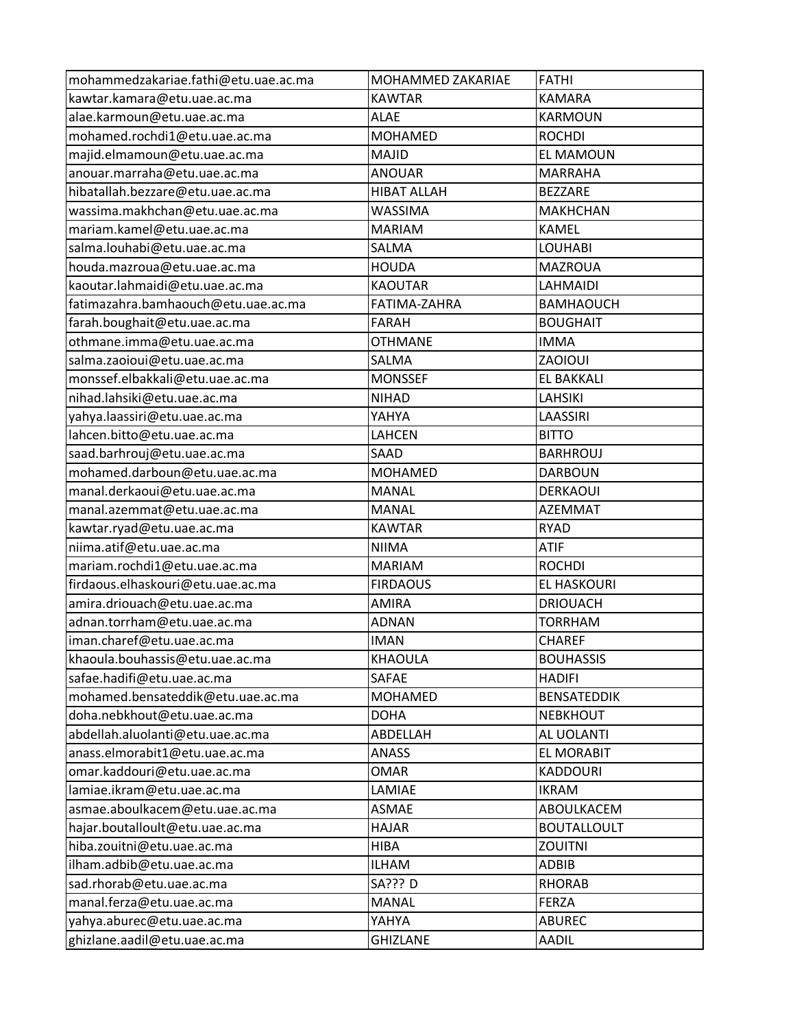| | | |
|---|---|---|
| mohammedzakariae.fathi@etu.uae.ac.ma | MOHAMMED ZAKARIAE | FATHI |
| kawtar.kamara@etu.uae.ac.ma | KAWTAR | KAMARA |
| alae.karmoun@etu.uae.ac.ma | ALAE | KARMOUN |
| mohamed.rochdi1@etu.uae.ac.ma | MOHAMED | ROCHDI |
| majid.elmamoun@etu.uae.ac.ma | MAJID | EL MAMOUN |
| anouar.marraha@etu.uae.ac.ma | ANOUAR | MARRAHA |
| hibatallah.bezzare@etu.uae.ac.ma | HIBAT ALLAH | BEZZARE |
| wassima.makhchan@etu.uae.ac.ma | WASSIMA | MAKHCHAN |
| mariam.kamel@etu.uae.ac.ma | MARIAM | KAMEL |
| salma.louhabi@etu.uae.ac.ma | SALMA | LOUHABI |
| houda.mazroua@etu.uae.ac.ma | HOUDA | MAZROUA |
| kaoutar.lahmaidi@etu.uae.ac.ma | KAOUTAR | LAHMAIDI |
| fatimazahra.bamhaouch@etu.uae.ac.ma | FATIMA-ZAHRA | BAMHAOUCH |
| farah.boughait@etu.uae.ac.ma | FARAH | BOUGHAIT |
| othmane.imma@etu.uae.ac.ma | OTHMANE | IMMA |
| salma.zaoioui@etu.uae.ac.ma | SALMA | ZAOIOUI |
| monssef.elbakkali@etu.uae.ac.ma | MONSSEF | EL BAKKALI |
| nihad.lahsiki@etu.uae.ac.ma | NIHAD | LAHSIKI |
| yahya.laassiri@etu.uae.ac.ma | YAHYA | LAASSIRI |
| lahcen.bitto@etu.uae.ac.ma | LAHCEN | BITTO |
| saad.barhrouj@etu.uae.ac.ma | SAAD | BARHROUJ |
| mohamed.darboun@etu.uae.ac.ma | MOHAMED | DARBOUN |
| manal.derkaoui@etu.uae.ac.ma | MANAL | DERKAOUI |
| manal.azemmat@etu.uae.ac.ma | MANAL | AZEMMAT |
| kawtar.ryad@etu.uae.ac.ma | KAWTAR | RYAD |
| niima.atif@etu.uae.ac.ma | NIIMA | ATIF |
| mariam.rochdi1@etu.uae.ac.ma | MARIAM | ROCHDI |
| firdaous.elhaskouri@etu.uae.ac.ma | FIRDAOUS | EL HASKOURI |
| amira.driouach@etu.uae.ac.ma | AMIRA | DRIOUACH |
| adnan.torrham@etu.uae.ac.ma | ADNAN | TORRHAM |
| iman.charef@etu.uae.ac.ma | IMAN | CHAREF |
| khaoula.bouhassis@etu.uae.ac.ma | KHAOULA | BOUHASSIS |
| safae.hadifi@etu.uae.ac.ma | SAFAE | HADIFI |
| mohamed.bensateddik@etu.uae.ac.ma | MOHAMED | BENSATEDDIK |
| doha.nebkhout@etu.uae.ac.ma | DOHA | NEBKHOUT |
| abdellah.aluolanti@etu.uae.ac.ma | ABDELLAH | AL UOLANTI |
| anass.elmorabit1@etu.uae.ac.ma | ANASS | EL MORABIT |
| omar.kaddouri@etu.uae.ac.ma | OMAR | KADDOURI |
| lamiae.ikram@etu.uae.ac.ma | LAMIAE | IKRAM |
| asmae.aboulkacem@etu.uae.ac.ma | ASMAE | ABOULKACEM |
| hajar.boutalloult@etu.uae.ac.ma | HAJAR | BOUTALLOULT |
| hiba.zouitni@etu.uae.ac.ma | HIBA | ZOUITNI |
| ilham.adbib@etu.uae.ac.ma | ILHAM | ADBIB |
| sad.rhorab@etu.uae.ac.ma | SA??? D | RHORAB |
| manal.ferza@etu.uae.ac.ma | MANAL | FERZA |
| yahya.aburec@etu.uae.ac.ma | YAHYA | ABUREC |
| ghizlane.aadil@etu.uae.ac.ma | GHIZLANE | AADIL |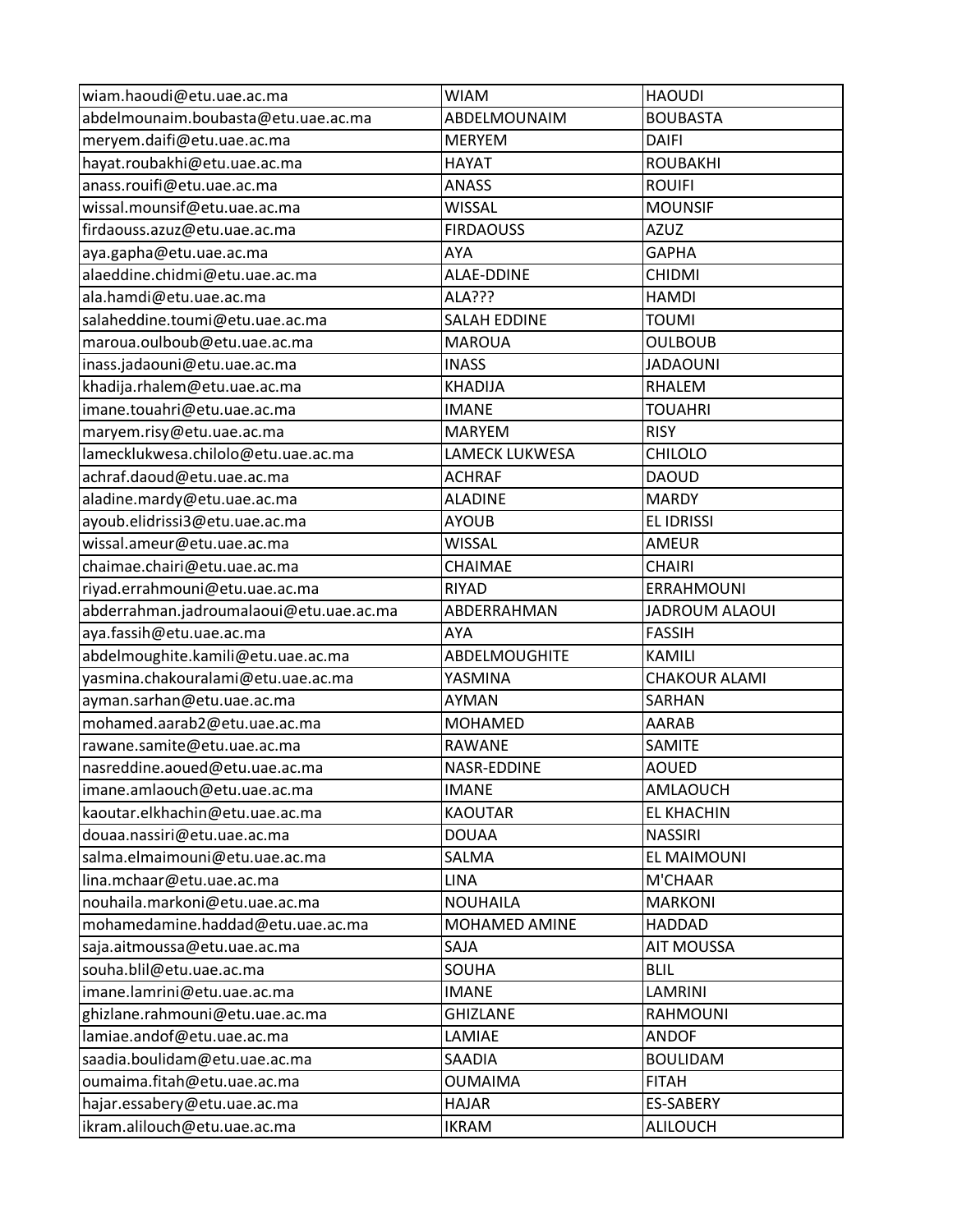| wiam.haoudi@etu.uae.ac.ma | WIAM | HAOUDI |
|---|---|---|
| abdelmounaim.boubasta@etu.uae.ac.ma | ABDELMOUNAIM | BOUBASTA |
| meryem.daifi@etu.uae.ac.ma | MERYEM | DAIFI |
| hayat.roubakhi@etu.uae.ac.ma | HAYAT | ROUBAKHI |
| anass.rouifi@etu.uae.ac.ma | ANASS | ROUIFI |
| wissal.mounsif@etu.uae.ac.ma | WISSAL | MOUNSIF |
| firdaouss.azuz@etu.uae.ac.ma | FIRDAOUSS | AZUZ |
| aya.gapha@etu.uae.ac.ma | AYA | GAPHA |
| alaeddine.chidmi@etu.uae.ac.ma | ALAE-DDINE | CHIDMI |
| ala.hamdi@etu.uae.ac.ma | ALA??? | HAMDI |
| salaheddine.toumi@etu.uae.ac.ma | SALAH EDDINE | TOUMI |
| maroua.oulboub@etu.uae.ac.ma | MAROUA | OULBOUB |
| inass.jadaouni@etu.uae.ac.ma | INASS | JADAOUNI |
| khadija.rhalem@etu.uae.ac.ma | KHADIJA | RHALEM |
| imane.touahri@etu.uae.ac.ma | IMANE | TOUAHRI |
| maryem.risy@etu.uae.ac.ma | MARYEM | RISY |
| lamecklukwesa.chilolo@etu.uae.ac.ma | LAMECK LUKWESA | CHILOLO |
| achraf.daoud@etu.uae.ac.ma | ACHRAF | DAOUD |
| aladine.mardy@etu.uae.ac.ma | ALADINE | MARDY |
| ayoub.elidrissi3@etu.uae.ac.ma | AYOUB | EL IDRISSI |
| wissal.ameur@etu.uae.ac.ma | WISSAL | AMEUR |
| chaimae.chairi@etu.uae.ac.ma | CHAIMAE | CHAIRI |
| riyad.errahmouni@etu.uae.ac.ma | RIYAD | ERRAHMOUNI |
| abderrahman.jadroumalaoui@etu.uae.ac.ma | ABDERRAHMAN | JADROUM ALAOUI |
| aya.fassih@etu.uae.ac.ma | AYA | FASSIH |
| abdelmoughite.kamili@etu.uae.ac.ma | ABDELMOUGHITE | KAMILI |
| yasmina.chakouralami@etu.uae.ac.ma | YASMINA | CHAKOUR ALAMI |
| ayman.sarhan@etu.uae.ac.ma | AYMAN | SARHAN |
| mohamed.aarab2@etu.uae.ac.ma | MOHAMED | AARAB |
| rawane.samite@etu.uae.ac.ma | RAWANE | SAMITE |
| nasreddine.aoued@etu.uae.ac.ma | NASR-EDDINE | AOUED |
| imane.amlaouch@etu.uae.ac.ma | IMANE | AMLAOUCH |
| kaoutar.elkhachin@etu.uae.ac.ma | KAOUTAR | EL KHACHIN |
| douaa.nassiri@etu.uae.ac.ma | DOUAA | NASSIRI |
| salma.elmaimouni@etu.uae.ac.ma | SALMA | EL MAIMOUNI |
| lina.mchaar@etu.uae.ac.ma | LINA | M'CHAAR |
| nouhaila.markoni@etu.uae.ac.ma | NOUHAILA | MARKONI |
| mohamedamine.haddad@etu.uae.ac.ma | MOHAMED AMINE | HADDAD |
| saja.aitmoussa@etu.uae.ac.ma | SAJA | AIT MOUSSA |
| souha.blil@etu.uae.ac.ma | SOUHA | BLIL |
| imane.lamrini@etu.uae.ac.ma | IMANE | LAMRINI |
| ghizlane.rahmouni@etu.uae.ac.ma | GHIZLANE | RAHMOUNI |
| lamiae.andof@etu.uae.ac.ma | LAMIAE | ANDOF |
| saadia.boulidam@etu.uae.ac.ma | SAADIA | BOULIDAM |
| oumaima.fitah@etu.uae.ac.ma | OUMAIMA | FITAH |
| hajar.essabery@etu.uae.ac.ma | HAJAR | ES-SABERY |
| ikram.alilouch@etu.uae.ac.ma | IKRAM | ALILOUCH |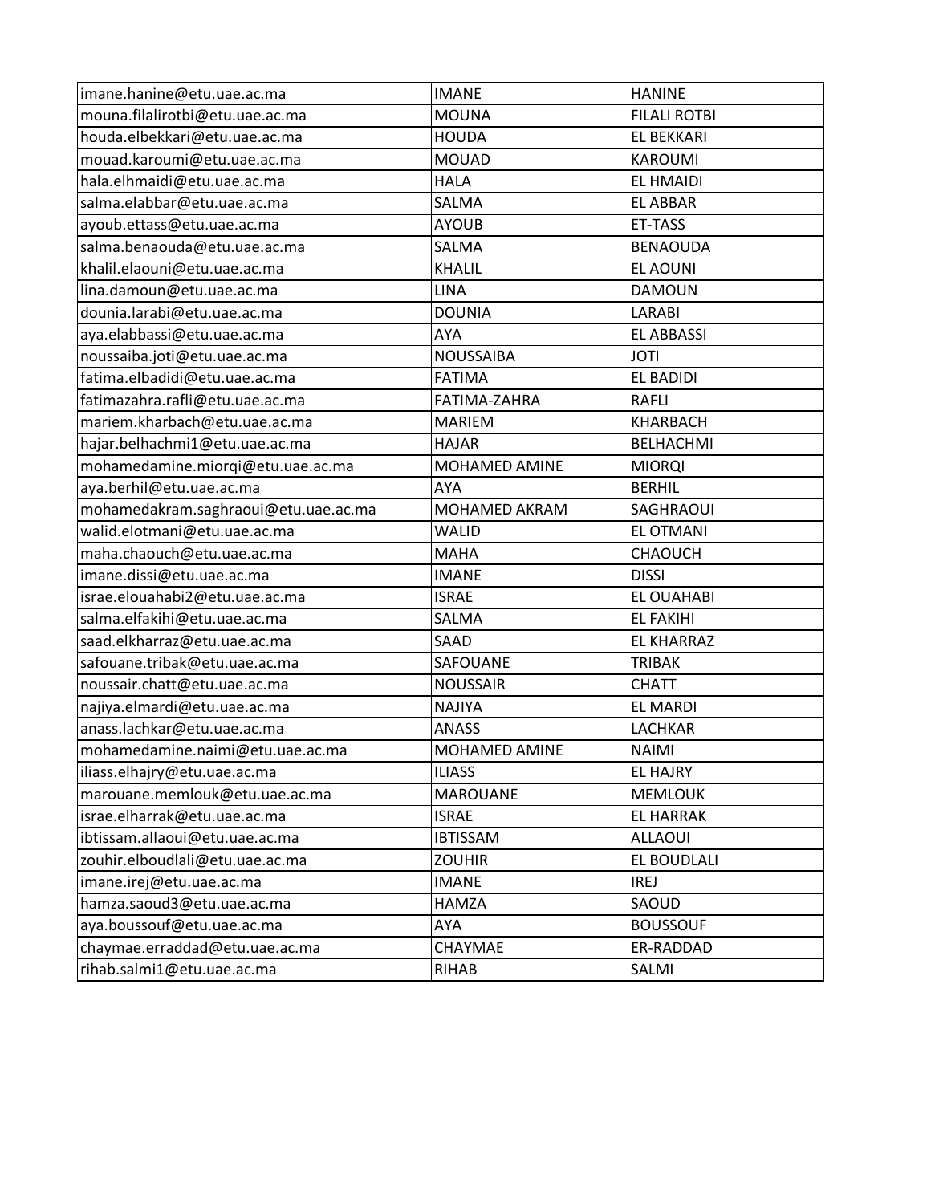| | | |
|---|---|---|
| imane.hanine@etu.uae.ac.ma | IMANE | HANINE |
| mouna.filalirotbi@etu.uae.ac.ma | MOUNA | FILALI ROTBI |
| houda.elbekkari@etu.uae.ac.ma | HOUDA | EL BEKKARI |
| mouad.karoumi@etu.uae.ac.ma | MOUAD | KAROUMI |
| hala.elhmaidi@etu.uae.ac.ma | HALA | EL HMAIDI |
| salma.elabbar@etu.uae.ac.ma | SALMA | EL ABBAR |
| ayoub.ettass@etu.uae.ac.ma | AYOUB | ET-TASS |
| salma.benaouda@etu.uae.ac.ma | SALMA | BENAOUDA |
| khalil.elaouni@etu.uae.ac.ma | KHALIL | EL AOUNI |
| lina.damoun@etu.uae.ac.ma | LINA | DAMOUN |
| dounia.larabi@etu.uae.ac.ma | DOUNIA | LARABI |
| aya.elabbassi@etu.uae.ac.ma | AYA | EL ABBASSI |
| noussaiba.joti@etu.uae.ac.ma | NOUSSAIBA | JOTI |
| fatima.elbadidi@etu.uae.ac.ma | FATIMA | EL BADIDI |
| fatimazahra.rafli@etu.uae.ac.ma | FATIMA-ZAHRA | RAFLI |
| mariem.kharbach@etu.uae.ac.ma | MARIEM | KHARBACH |
| hajar.belhachmi1@etu.uae.ac.ma | HAJAR | BELHACHMI |
| mohamedamine.miorqi@etu.uae.ac.ma | MOHAMED AMINE | MIORQI |
| aya.berhil@etu.uae.ac.ma | AYA | BERHIL |
| mohamedakram.saghraoui@etu.uae.ac.ma | MOHAMED AKRAM | SAGHRAOUI |
| walid.elotmani@etu.uae.ac.ma | WALID | EL OTMANI |
| maha.chaouch@etu.uae.ac.ma | MAHA | CHAOUCH |
| imane.dissi@etu.uae.ac.ma | IMANE | DISSI |
| israe.elouahabi2@etu.uae.ac.ma | ISRAE | EL OUAHABI |
| salma.elfakihi@etu.uae.ac.ma | SALMA | EL FAKIHI |
| saad.elkharraz@etu.uae.ac.ma | SAAD | EL KHARRAZ |
| safouane.tribak@etu.uae.ac.ma | SAFOUANE | TRIBAK |
| noussair.chatt@etu.uae.ac.ma | NOUSSAIR | CHATT |
| najiya.elmardi@etu.uae.ac.ma | NAJIYA | EL MARDI |
| anass.lachkar@etu.uae.ac.ma | ANASS | LACHKAR |
| mohamedamine.naimi@etu.uae.ac.ma | MOHAMED AMINE | NAIMI |
| iliass.elhajry@etu.uae.ac.ma | ILIASS | EL HAJRY |
| marouane.memlouk@etu.uae.ac.ma | MAROUANE | MEMLOUK |
| israe.elharrak@etu.uae.ac.ma | ISRAE | EL HARRAK |
| ibtissam.allaoui@etu.uae.ac.ma | IBTISSAM | ALLAOUI |
| zouhir.elboudlali@etu.uae.ac.ma | ZOUHIR | EL BOUDLALI |
| imane.irej@etu.uae.ac.ma | IMANE | IREJ |
| hamza.saoud3@etu.uae.ac.ma | HAMZA | SAOUD |
| aya.boussouf@etu.uae.ac.ma | AYA | BOUSSOUF |
| chaymae.erraddad@etu.uae.ac.ma | CHAYMAE | ER-RADDAD |
| rihab.salmi1@etu.uae.ac.ma | RIHAB | SALMI |